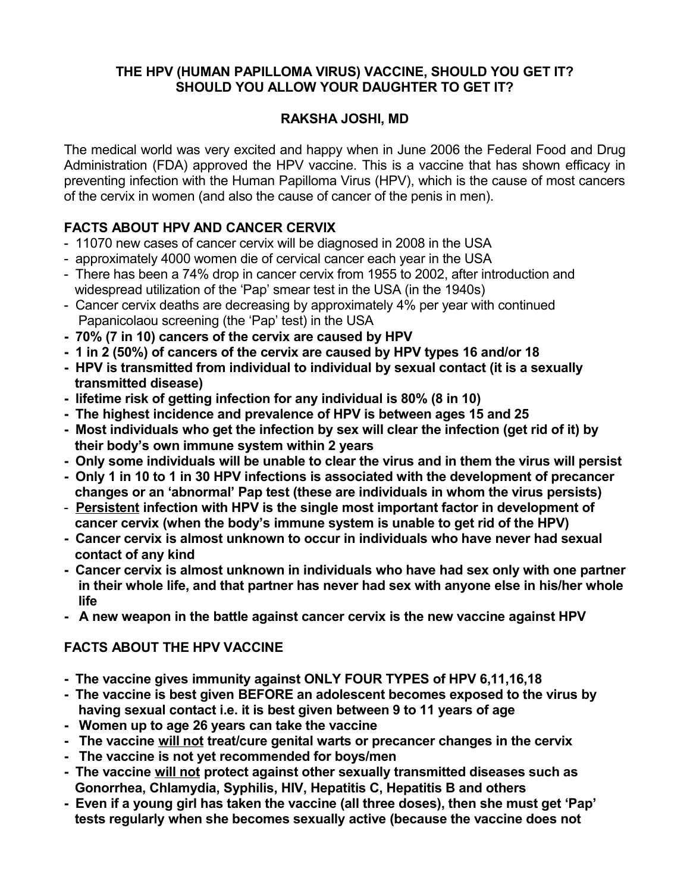# THE HPV (HUMAN PAPILLOMA VIRUS) VACCINE, SHOULD YOU GET IT? SHOULD YOU ALLOW YOUR DAUGHTER TO GET IT?

**RAKSHA JOSHI, MD**

The medical world was very excited and happy when in June 2006 the Federal Food and Drug Administration (FDA) approved the HPV vaccine. This is a vaccine that has shown efficacy in preventing infection with the Human Papilloma Virus (HPV), which is the cause of most cancers of the cervix in women (and also the cause of cancer of the penis in men).

## FACTS ABOUT HPV AND CANCER CERVIX

- 11070 new cases of cancer cervix will be diagnosed in 2008 in the USA
- approximately 4000 women die of cervical cancer each year in the USA
- There has been a 74% drop in cancer cervix from 1955 to 2002, after introduction and widespread utilization of the 'Pap' smear test in the USA (in the 1940s)
- Cancer cervix deaths are decreasing by approximately 4% per year with continued Papanicolaou screening (the 'Pap' test) in the USA
- **70% (7 in 10) cancers of the cervix are caused by HPV**
- **1 in 2 (50%) of cancers of the cervix are caused by HPV types 16 and/or 18**
- **HPV is transmitted from individual to individual by sexual contact (it is a sexually transmitted disease)**
- **lifetime risk of getting infection for any individual is 80% (8 in 10)**
- **The highest incidence and prevalence of HPV is between ages 15 and 25**
- **Most individuals who get the infection by sex will clear the infection (get rid of it) by their body's own immune system within 2 years**
- **Only some individuals will be unable to clear the virus and in them the virus will persist**
- **Only 1 in 10 to 1 in 30 HPV infections is associated with the development of precancer changes or an 'abnormal' Pap test (these are individuals in whom the virus persists)**
- **<u>Persistent</u> infection with HPV is the single most important factor in development of cancer cervix (when the body's immune system is unable to get rid of the HPV)**
- **Cancer cervix is almost unknown to occur in individuals who have never had sexual contact of any kind**
- **Cancer cervix is almost unknown in individuals who have had sex only with one partner in their whole life, and that partner has never had sex with anyone else in his/her whole life**
- **A new weapon in the battle against cancer cervix is the new vaccine against HPV**

## FACTS ABOUT THE HPV VACCINE

- **The vaccine gives immunity against ONLY FOUR TYPES of HPV 6,11,16,18**
- **The vaccine is best given BEFORE an adolescent becomes exposed to the virus by having sexual contact i.e. it is best given between 9 to 11 years of age**
- **Women up to age 26 years can take the vaccine**
- **The vaccine <u>will not</u> treat/cure genital warts or precancer changes in the cervix**
- **The vaccine is not yet recommended for boys/men**
- **The vaccine <u>will not</u> protect against other sexually transmitted diseases such as Gonorrhea, Chlamydia, Syphilis, HIV, Hepatitis C, Hepatitis B and others**
- **Even if a young girl has taken the vaccine (all three doses), then she must get 'Pap' tests regularly when she becomes sexually active (because the vaccine does not**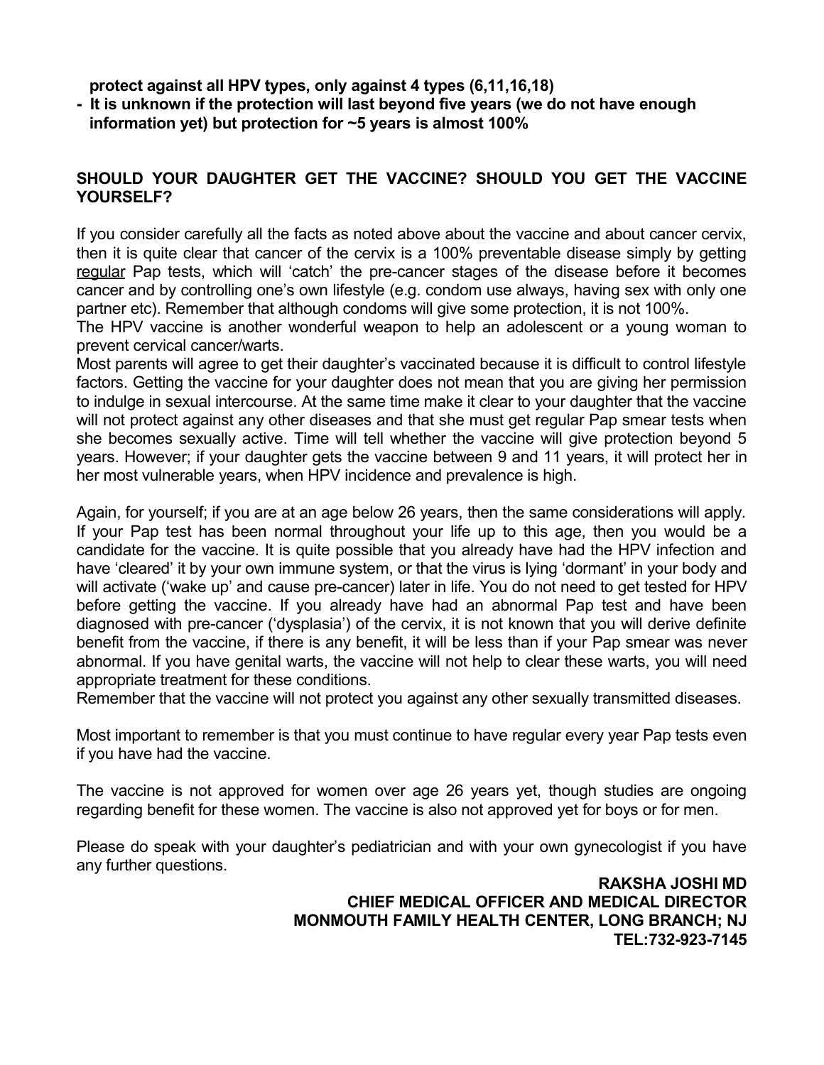**protect against all HPV types, only against 4 types (6,11,16,18)**

- **It is unknown if the protection will last beyond five years (we do not have enough information yet) but protection for ~5 years is almost 100%**

## SHOULD YOUR DAUGHTER GET THE VACCINE? SHOULD YOU GET THE VACCINE YOURSELF?

If you consider carefully all the facts as noted above about the vaccine and about cancer cervix, then it is quite clear that cancer of the cervix is a 100% preventable disease simply by getting <u>regular</u> Pap tests, which will 'catch' the pre-cancer stages of the disease before it becomes cancer and by controlling one's own lifestyle (e.g. condom use always, having sex with only one partner etc). Remember that although condoms will give some protection, it is not 100%.

The HPV vaccine is another wonderful weapon to help an adolescent or a young woman to prevent cervical cancer/warts.

Most parents will agree to get their daughter's vaccinated because it is difficult to control lifestyle factors. Getting the vaccine for your daughter does not mean that you are giving her permission to indulge in sexual intercourse. At the same time make it clear to your daughter that the vaccine will not protect against any other diseases and that she must get regular Pap smear tests when she becomes sexually active. Time will tell whether the vaccine will give protection beyond 5 years. However; if your daughter gets the vaccine between 9 and 11 years, it will protect her in her most vulnerable years, when HPV incidence and prevalence is high.

Again, for yourself; if you are at an age below 26 years, then the same considerations will apply. If your Pap test has been normal throughout your life up to this age, then you would be a candidate for the vaccine. It is quite possible that you already have had the HPV infection and have 'cleared' it by your own immune system, or that the virus is lying 'dormant' in your body and will activate ('wake up' and cause pre-cancer) later in life. You do not need to get tested for HPV before getting the vaccine. If you already have had an abnormal Pap test and have been diagnosed with pre-cancer ('dysplasia') of the cervix, it is not known that you will derive definite benefit from the vaccine, if there is any benefit, it will be less than if your Pap smear was never abnormal. If you have genital warts, the vaccine will not help to clear these warts, you will need appropriate treatment for these conditions.

Remember that the vaccine will not protect you against any other sexually transmitted diseases.

Most important to remember is that you must continue to have regular every year Pap tests even if you have had the vaccine.

The vaccine is not approved for women over age 26 years yet, though studies are ongoing regarding benefit for these women. The vaccine is also not approved yet for boys or for men.

Please do speak with your daughter's pediatrician and with your own gynecologist if you have any further questions.

**RAKSHA JOSHI MD**
**CHIEF MEDICAL OFFICER AND MEDICAL DIRECTOR**
**MONMOUTH FAMILY HEALTH CENTER, LONG BRANCH; NJ**
**TEL:732-923-7145**